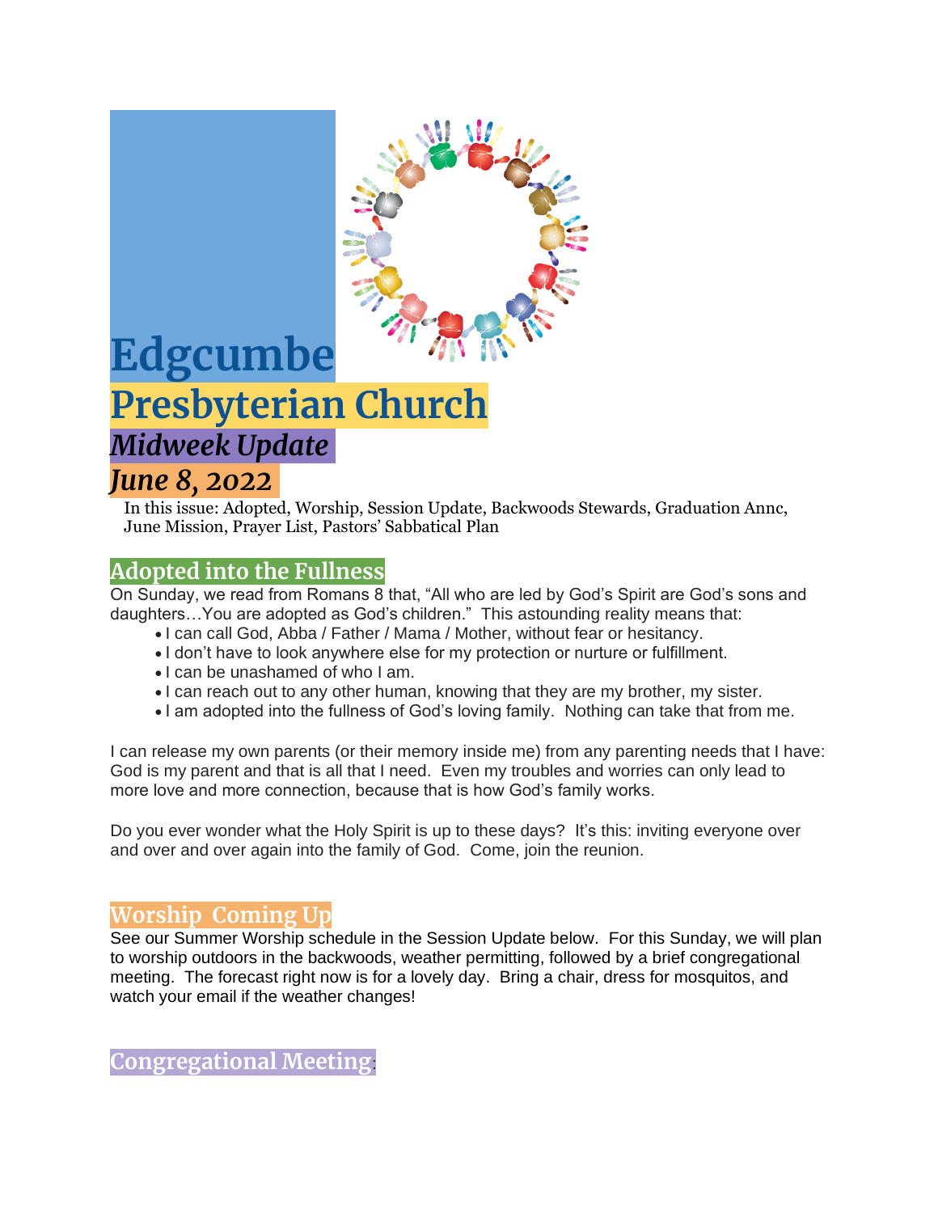# Edgcumbe Presbyterian Church

## *Midweek Update*

## *June 8, 2022*

In this issue: Adopted, Worship, Session Update, Backwoods Stewards, Graduation Annc, June Mission, Prayer List, Pastors' Sabbatical Plan

## Adopted into the Fullness

On Sunday, we read from Romans 8 that, "All who are led by God's Spirit are God's sons and daughters…You are adopted as God's children." This astounding reality means that:

- I can call God, Abba / Father / Mama / Mother, without fear or hesitancy.
- I don't have to look anywhere else for my protection or nurture or fulfillment.
- I can be unashamed of who I am.
- I can reach out to any other human, knowing that they are my brother, my sister.
- I am adopted into the fullness of God's loving family. Nothing can take that from me.

I can release my own parents (or their memory inside me) from any parenting needs that I have: God is my parent and that is all that I need. Even my troubles and worries can only lead to more love and more connection, because that is how God's family works.

Do you ever wonder what the Holy Spirit is up to these days? It's this: inviting everyone over and over and over again into the family of God. Come, join the reunion.

## Worship Coming Up

See our Summer Worship schedule in the Session Update below. For this Sunday, we will plan to worship outdoors in the backwoods, weather permitting, followed by a brief congregational meeting. The forecast right now is for a lovely day. Bring a chair, dress for mosquitos, and watch your email if the weather changes!

## Congregational Meeting: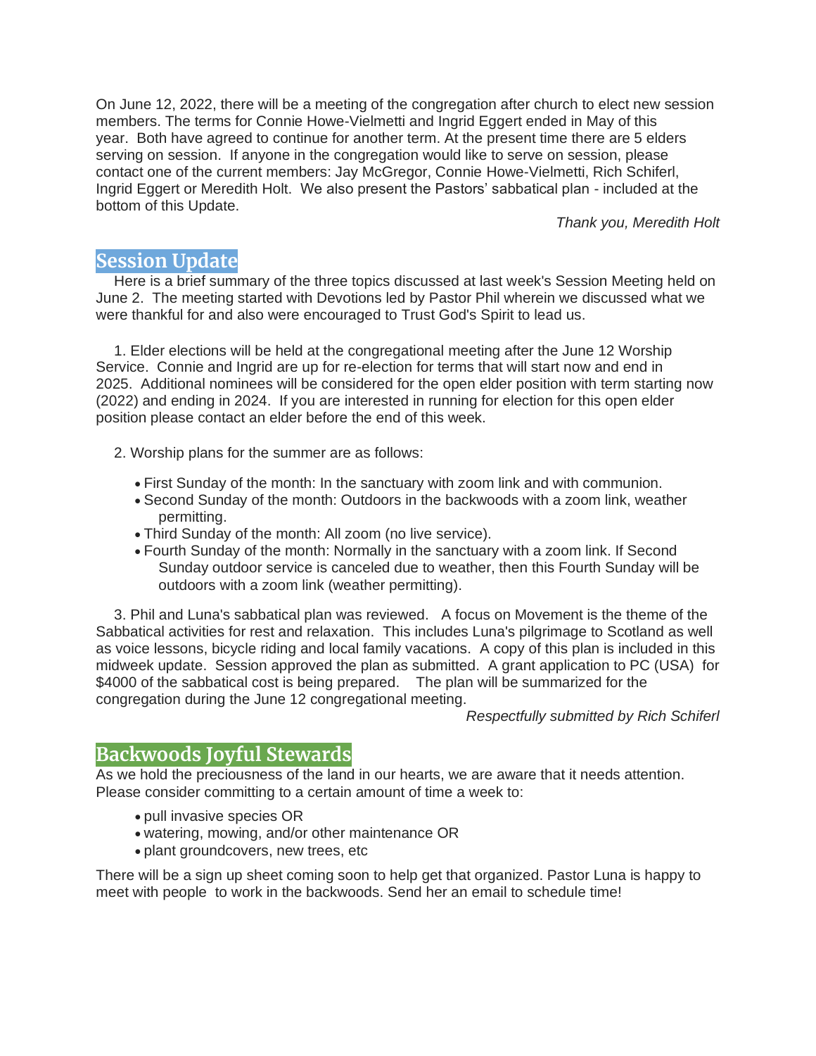On June 12, 2022, there will be a meeting of the congregation after church to elect new session members. The terms for Connie Howe-Vielmetti and Ingrid Eggert ended in May of this year. Both have agreed to continue for another term. At the present time there are 5 elders serving on session. If anyone in the congregation would like to serve on session, please contact one of the current members: Jay McGregor, Connie Howe-Vielmetti, Rich Schiferl, Ingrid Eggert or Meredith Holt. We also present the Pastors' sabbatical plan - included at the bottom of this Update.

*Thank you, Meredith Holt*

## Session Update

Here is a brief summary of the three topics discussed at last week's Session Meeting held on June 2. The meeting started with Devotions led by Pastor Phil wherein we discussed what we were thankful for and also were encouraged to Trust God's Spirit to lead us.

1. Elder elections will be held at the congregational meeting after the June 12 Worship Service. Connie and Ingrid are up for re-election for terms that will start now and end in 2025. Additional nominees will be considered for the open elder position with term starting now (2022) and ending in 2024. If you are interested in running for election for this open elder position please contact an elder before the end of this week.

2. Worship plans for the summer are as follows:

   - First Sunday of the month: In the sanctuary with zoom link and with communion.
   - Second Sunday of the month: Outdoors in the backwoods with a zoom link, weather permitting.
   - Third Sunday of the month: All zoom (no live service).
   - Fourth Sunday of the month: Normally in the sanctuary with a zoom link. If Second Sunday outdoor service is canceled due to weather, then this Fourth Sunday will be outdoors with a zoom link (weather permitting).

3. Phil and Luna's sabbatical plan was reviewed. A focus on Movement is the theme of the Sabbatical activities for rest and relaxation. This includes Luna's pilgrimage to Scotland as well as voice lessons, bicycle riding and local family vacations. A copy of this plan is included in this midweek update. Session approved the plan as submitted. A grant application to PC (USA) for $4000 of the sabbatical cost is being prepared. The plan will be summarized for the congregation during the June 12 congregational meeting.

*Respectfully submitted by Rich Schiferl*

## Backwoods Joyful Stewards

As we hold the preciousness of the land in our hearts, we are aware that it needs attention. Please consider committing to a certain amount of time a week to:

- pull invasive species OR
- watering, mowing, and/or other maintenance OR
- plant groundcovers, new trees, etc

There will be a sign up sheet coming soon to help get that organized. Pastor Luna is happy to meet with people to work in the backwoods. Send her an email to schedule time!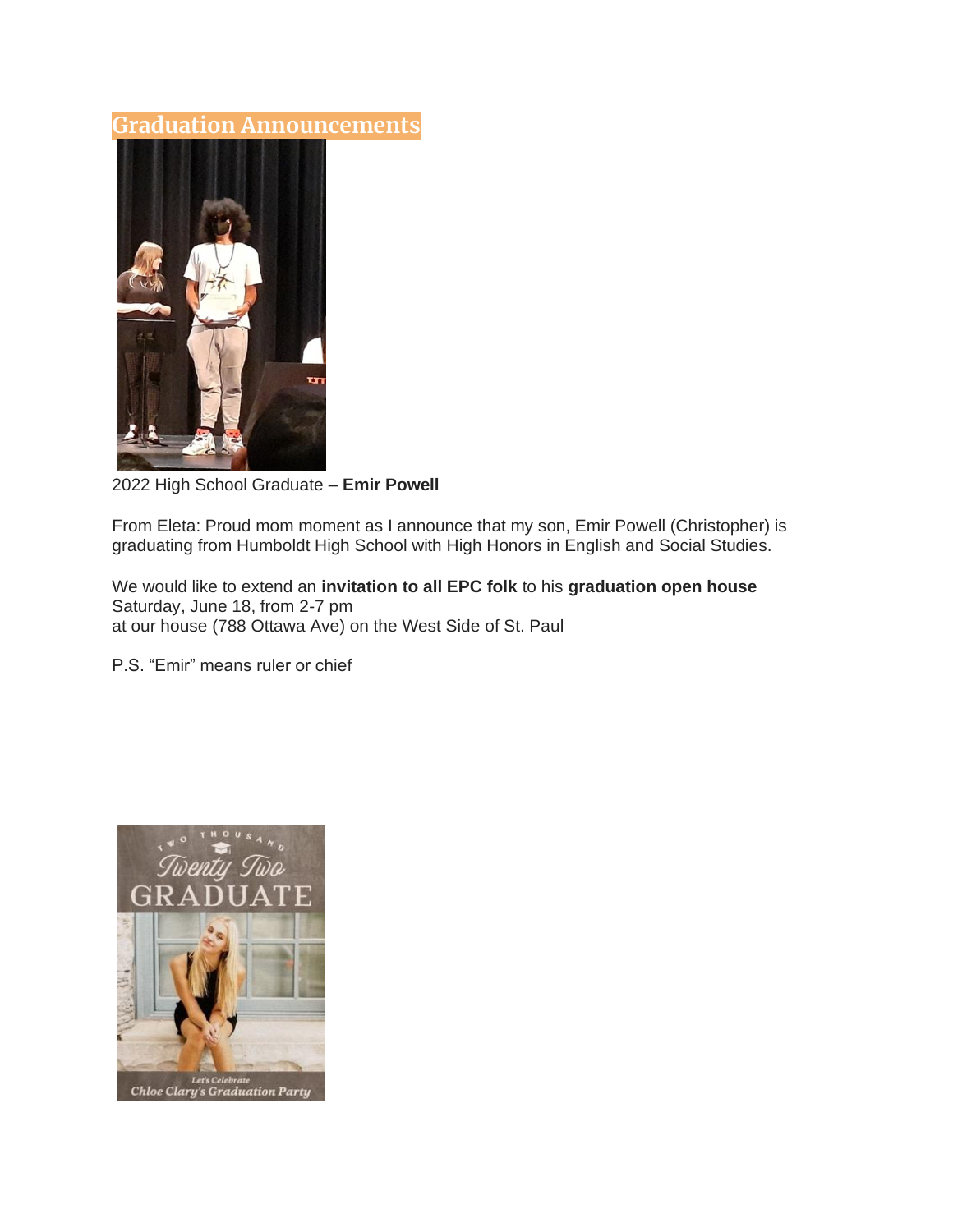## Graduation Announcements

2022 High School Graduate – **Emir Powell**

From Eleta: Proud mom moment as I announce that my son, Emir Powell (Christopher) is graduating from Humboldt High School with High Honors in English and Social Studies.

We would like to extend an **invitation to all EPC folk** to his **graduation open house**
Saturday, June 18, from 2-7 pm
at our house (788 Ottawa Ave) on the West Side of St. Paul

P.S. "Emir" means ruler or chief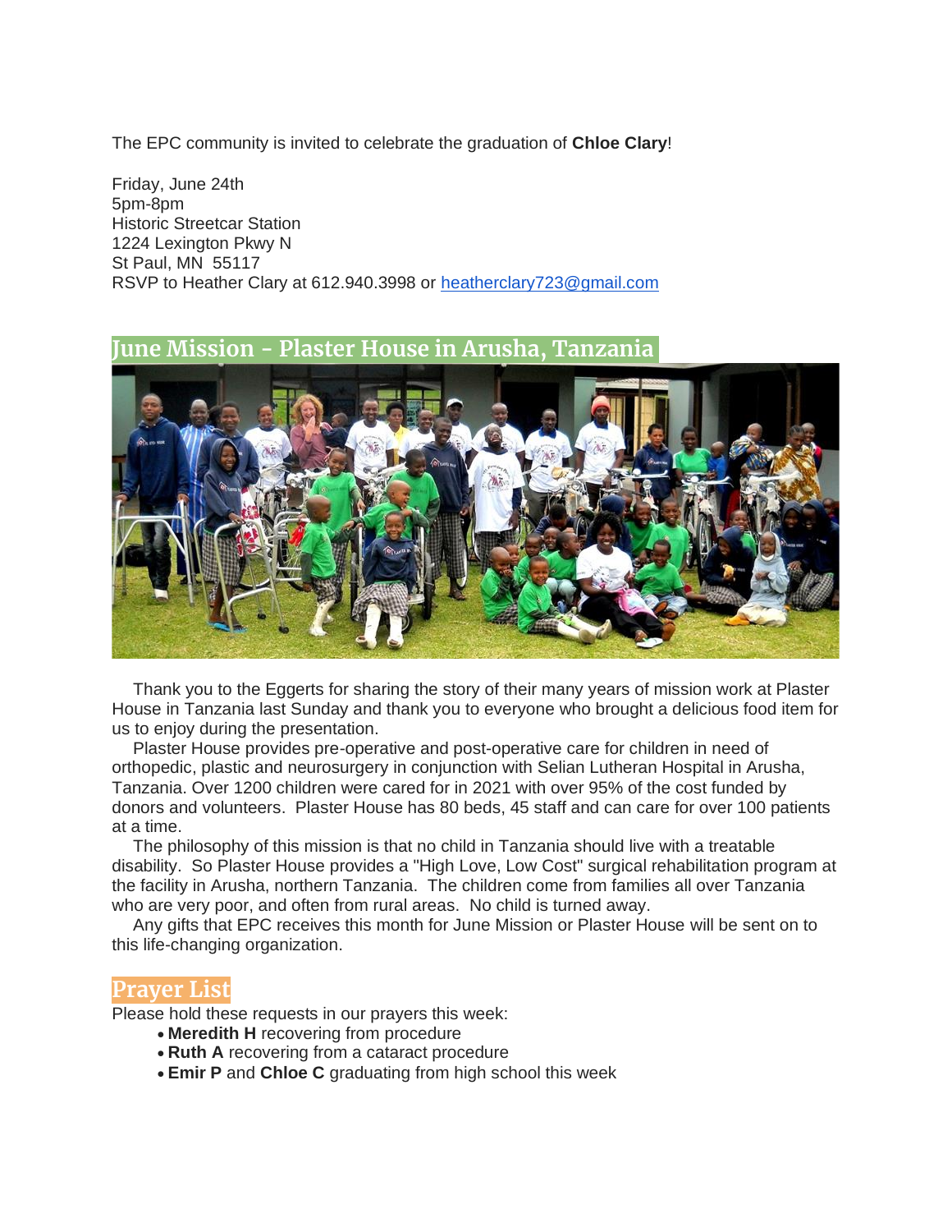The EPC community is invited to celebrate the graduation of **Chloe Clary**!

Friday, June 24th
5pm-8pm
Historic Streetcar Station
1224 Lexington Pkwy N
St Paul, MN 55117
RSVP to Heather Clary at 612.940.3998 or heatherclary723@gmail.com

## June Mission - Plaster House in Arusha, Tanzania

Thank you to the Eggerts for sharing the story of their many years of mission work at Plaster House in Tanzania last Sunday and thank you to everyone who brought a delicious food item for us to enjoy during the presentation.

Plaster House provides pre-operative and post-operative care for children in need of orthopedic, plastic and neurosurgery in conjunction with Selian Lutheran Hospital in Arusha, Tanzania. Over 1200 children were cared for in 2021 with over 95% of the cost funded by donors and volunteers. Plaster House has 80 beds, 45 staff and can care for over 100 patients at a time.

The philosophy of this mission is that no child in Tanzania should live with a treatable disability. So Plaster House provides a "High Love, Low Cost" surgical rehabilitation program at the facility in Arusha, northern Tanzania. The children come from families all over Tanzania who are very poor, and often from rural areas. No child is turned away.

Any gifts that EPC receives this month for June Mission or Plaster House will be sent on to this life-changing organization.

## Prayer List

Please hold these requests in our prayers this week:

- **Meredith H** recovering from procedure
- **Ruth A** recovering from a cataract procedure
- **Emir P** and **Chloe C** graduating from high school this week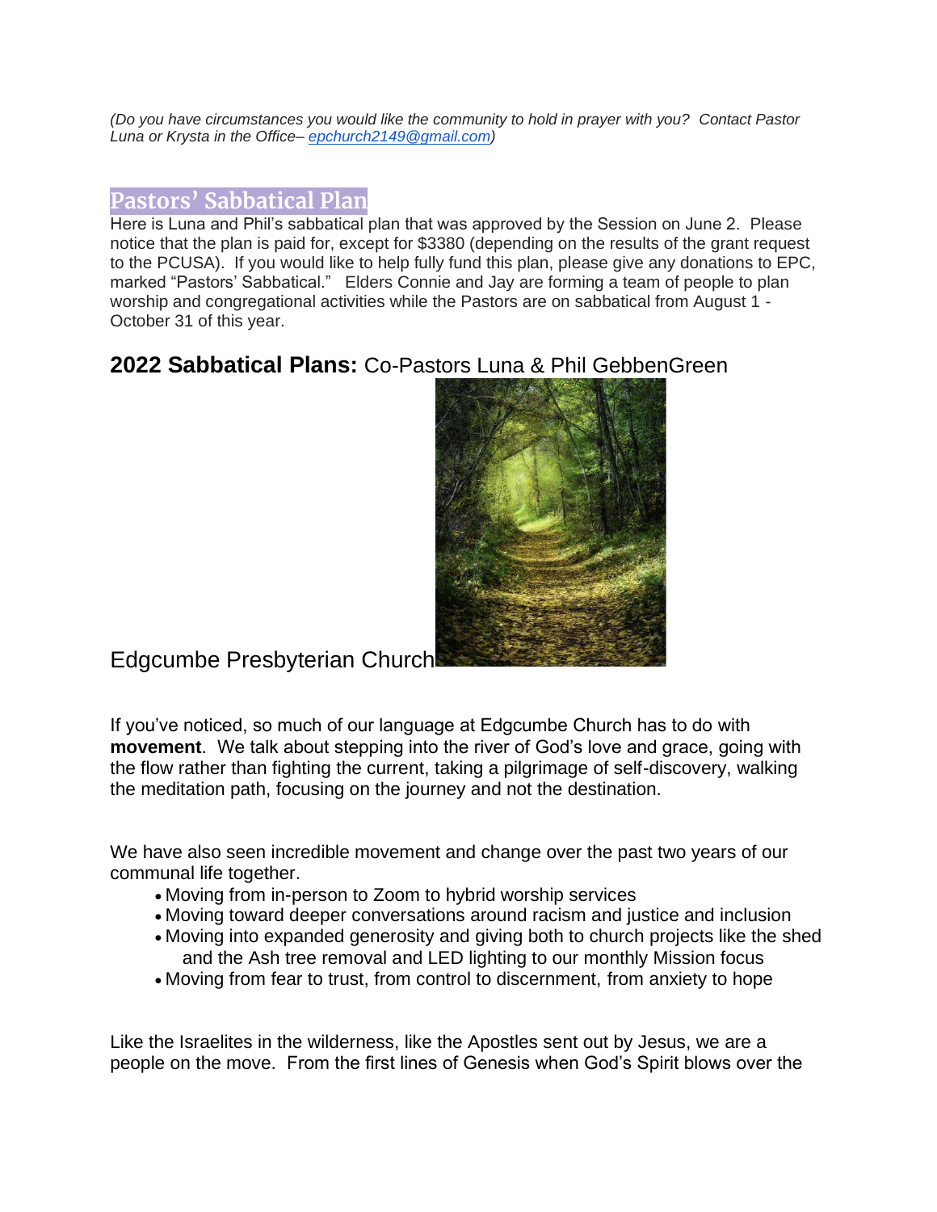*(Do you have circumstances you would like the community to hold in prayer with you? Contact Pastor Luna or Krysta in the Office– [epchurch2149@gmail.com](mailto:epchurch2149@gmail.com))*

## Pastors' Sabbatical Plan

Here is Luna and Phil's sabbatical plan that was approved by the Session on June 2. Please notice that the plan is paid for, except for $3380 (depending on the results of the grant request to the PCUSA). If you would like to help fully fund this plan, please give any donations to EPC, marked "Pastors' Sabbatical." Elders Connie and Jay are forming a team of people to plan worship and congregational activities while the Pastors are on sabbatical from August 1 - October 31 of this year.

## **2022 Sabbatical Plans:** Co-Pastors Luna & Phil GebbenGreen

Edgcumbe Presbyterian Church

If you've noticed, so much of our language at Edgcumbe Church has to do with **movement**. We talk about stepping into the river of God's love and grace, going with the flow rather than fighting the current, taking a pilgrimage of self-discovery, walking the meditation path, focusing on the journey and not the destination.

We have also seen incredible movement and change over the past two years of our communal life together.

- Moving from in-person to Zoom to hybrid worship services
- Moving toward deeper conversations around racism and justice and inclusion
- Moving into expanded generosity and giving both to church projects like the shed and the Ash tree removal and LED lighting to our monthly Mission focus
- Moving from fear to trust, from control to discernment, from anxiety to hope

Like the Israelites in the wilderness, like the Apostles sent out by Jesus, we are a people on the move. From the first lines of Genesis when God's Spirit blows over the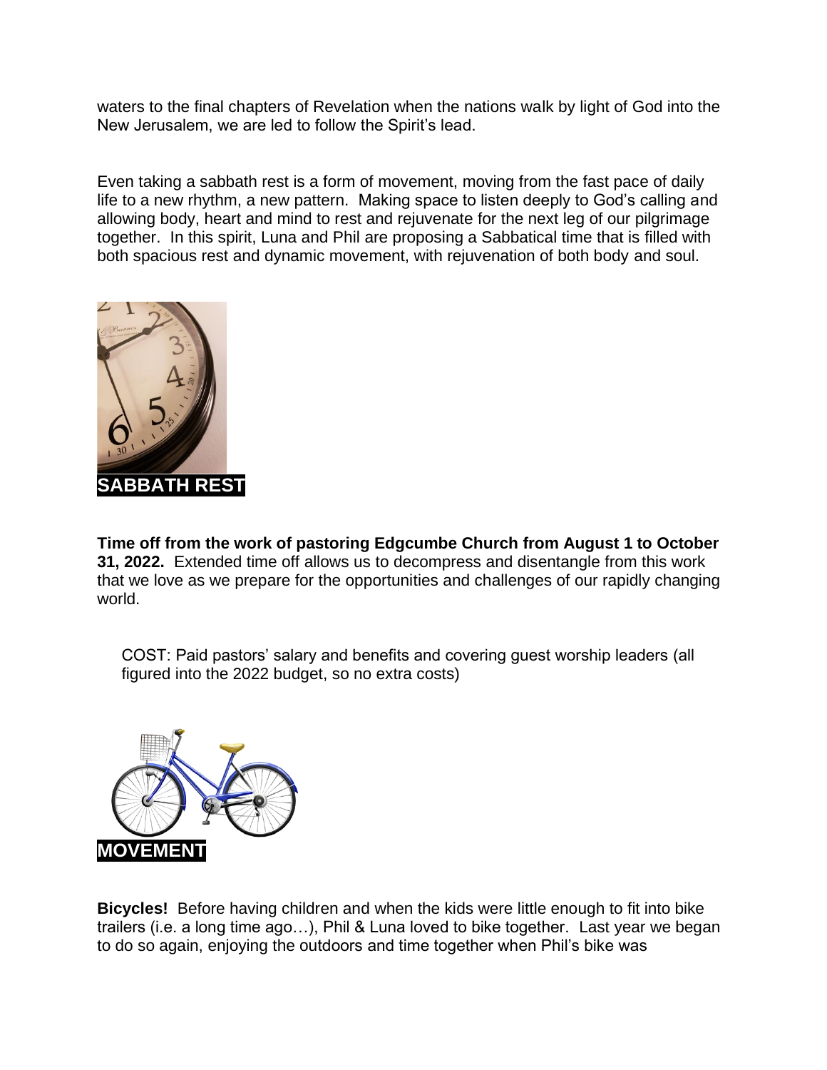waters to the final chapters of Revelation when the nations walk by light of God into the New Jerusalem, we are led to follow the Spirit's lead.

Even taking a sabbath rest is a form of movement, moving from the fast pace of daily life to a new rhythm, a new pattern. Making space to listen deeply to God's calling and allowing body, heart and mind to rest and rejuvenate for the next leg of our pilgrimage together. In this spirit, Luna and Phil are proposing a Sabbatical time that is filled with both spacious rest and dynamic movement, with rejuvenation of both body and soul.

## SABBATH REST

**Time off from the work of pastoring Edgcumbe Church from August 1 to October 31, 2022.** Extended time off allows us to decompress and disentangle from this work that we love as we prepare for the opportunities and challenges of our rapidly changing world.

> COST: Paid pastors' salary and benefits and covering guest worship leaders (all figured into the 2022 budget, so no extra costs)

## MOVEMENT

**Bicycles!** Before having children and when the kids were little enough to fit into bike trailers (i.e. a long time ago…), Phil & Luna loved to bike together. Last year we began to do so again, enjoying the outdoors and time together when Phil's bike was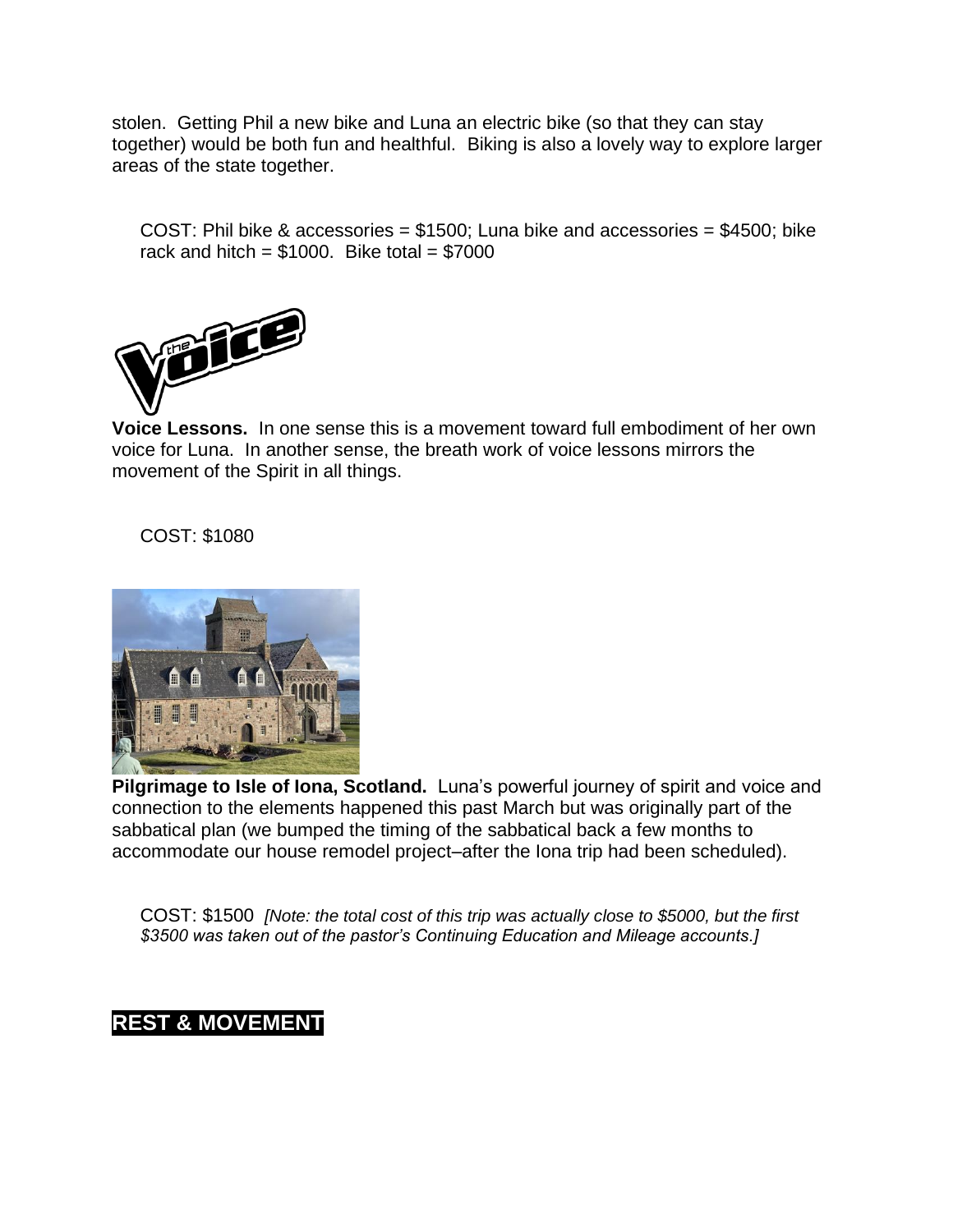stolen. Getting Phil a new bike and Luna an electric bike (so that they can stay together) would be both fun and healthful. Biking is also a lovely way to explore larger areas of the state together.

COST: Phil bike & accessories = $1500; Luna bike and accessories = $4500; bike rack and hitch = $1000. Bike total = $7000

**Voice Lessons.** In one sense this is a movement toward full embodiment of her own voice for Luna. In another sense, the breath work of voice lessons mirrors the movement of the Spirit in all things.

COST: $1080

**Pilgrimage to Isle of Iona, Scotland.** Luna's powerful journey of spirit and voice and connection to the elements happened this past March but was originally part of the sabbatical plan (we bumped the timing of the sabbatical back a few months to accommodate our house remodel project–after the Iona trip had been scheduled).

COST: $1500 *[Note: the total cost of this trip was actually close to $5000, but the first $3500 was taken out of the pastor's Continuing Education and Mileage accounts.]*

## REST & MOVEMENT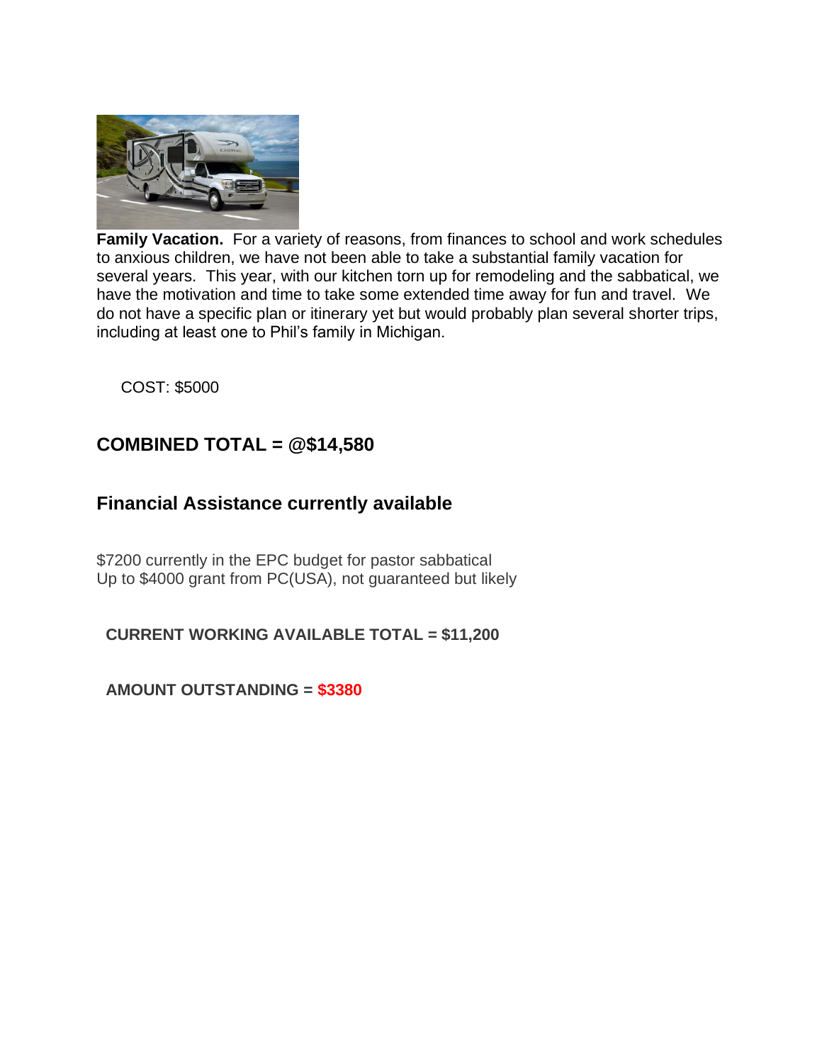**Family Vacation.** For a variety of reasons, from finances to school and work schedules to anxious children, we have not been able to take a substantial family vacation for several years. This year, with our kitchen torn up for remodeling and the sabbatical, we have the motivation and time to take some extended time away for fun and travel. We do not have a specific plan or itinerary yet but would probably plan several shorter trips, including at least one to Phil's family in Michigan.

COST: $5000

## COMBINED TOTAL = @$14,580

## Financial Assistance currently available

$7200 currently in the EPC budget for pastor sabbatical
Up to $4000 grant from PC(USA), not guaranteed but likely

**CURRENT WORKING AVAILABLE TOTAL = $11,200**

**AMOUNT OUTSTANDING = $3380**